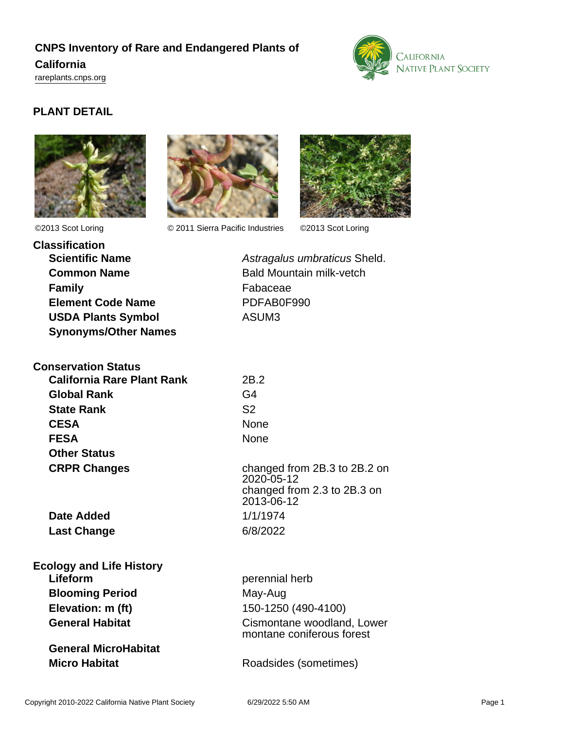# CNPS Inventory of Rare and Endangered Plants of California

rareplants.cnps.org

## PLANT DETAIL

©2013 Scot Loring

© 2011 Sierra Pacific Industries

©2013 Scot Loring

### Classification

| | |
|---|---|
| **Scientific Name** | *Astragalus umbraticus* Sheld. |
| **Common Name** | Bald Mountain milk-vetch |
| **Family** | Fabaceae |
| **Element Code Name** | PDFAB0F990 |
| **USDA Plants Symbol** | ASUM3 |
| **Synonyms/Other Names** | |

### Conservation Status

| | |
|---|---|
| **California Rare Plant Rank** | 2B.2 |
| **Global Rank** | G4 |
| **State Rank** | S2 |
| **CESA** | None |
| **FESA** | None |
| **Other Status** | |
| **CRPR Changes** | changed from 2B.3 to 2B.2 on 2020-05-12<br>changed from 2.3 to 2B.3 on 2013-06-12 |
| **Date Added** | 1/1/1974 |
| **Last Change** | 6/8/2022 |

### Ecology and Life History

| | |
|---|---|
| **Lifeform** | perennial herb |
| **Blooming Period** | May-Aug |
| **Elevation: m (ft)** | 150-1250 (490-4100) |
| **General Habitat** | Cismontane woodland, Lower montane coniferous forest |
| **General MicroHabitat** | |
| **Micro Habitat** | Roadsides (sometimes) |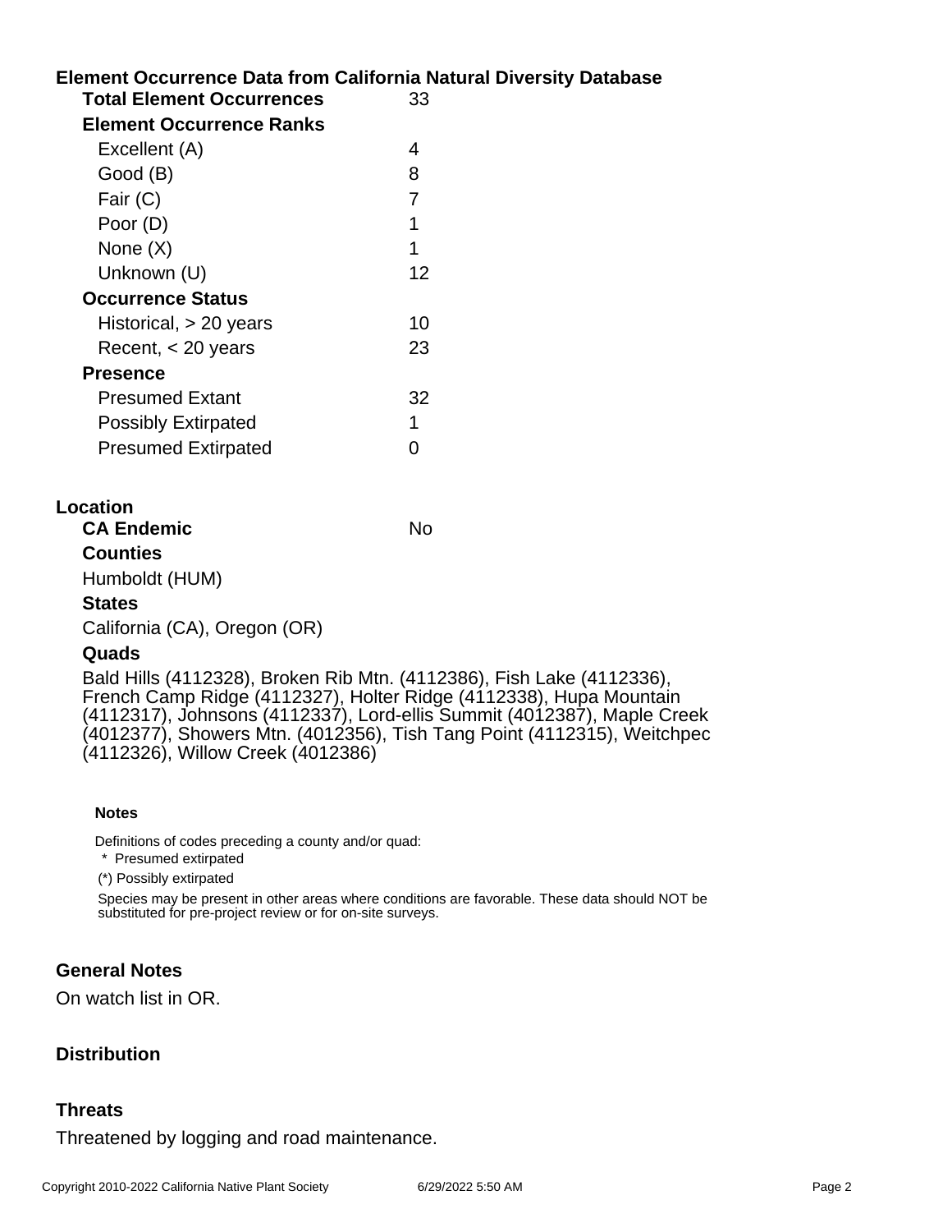## Element Occurrence Data from California Natural Diversity Database

| | |
|---|---|
| **Total Element Occurrences** | 33 |
| **Element Occurrence Ranks** | |
| Excellent (A) | 4 |
| Good (B) | 8 |
| Fair (C) | 7 |
| Poor (D) | 1 |
| None (X) | 1 |
| Unknown (U) | 12 |
| **Occurrence Status** | |
| Historical, > 20 years | 10 |
| Recent, < 20 years | 23 |
| **Presence** | |
| Presumed Extant | 32 |
| Possibly Extirpated | 1 |
| Presumed Extirpated | 0 |

## Location

**CA Endemic** No

**Counties**

Humboldt (HUM)

**States**

California (CA), Oregon (OR)

**Quads**

Bald Hills (4112328), Broken Rib Mtn. (4112386), Fish Lake (4112336), French Camp Ridge (4112327), Holter Ridge (4112338), Hupa Mountain (4112317), Johnsons (4112337), Lord-ellis Summit (4012387), Maple Creek (4012377), Showers Mtn. (4012356), Tish Tang Point (4112315), Weitchpec (4112326), Willow Creek (4012386)

**Notes**

Definitions of codes preceding a county and/or quad:

* Presumed extirpated

(*) Possibly extirpated

Species may be present in other areas where conditions are favorable. These data should NOT be substituted for pre-project review or for on-site surveys.

## General Notes

On watch list in OR.

## Distribution

## Threats

Threatened by logging and road maintenance.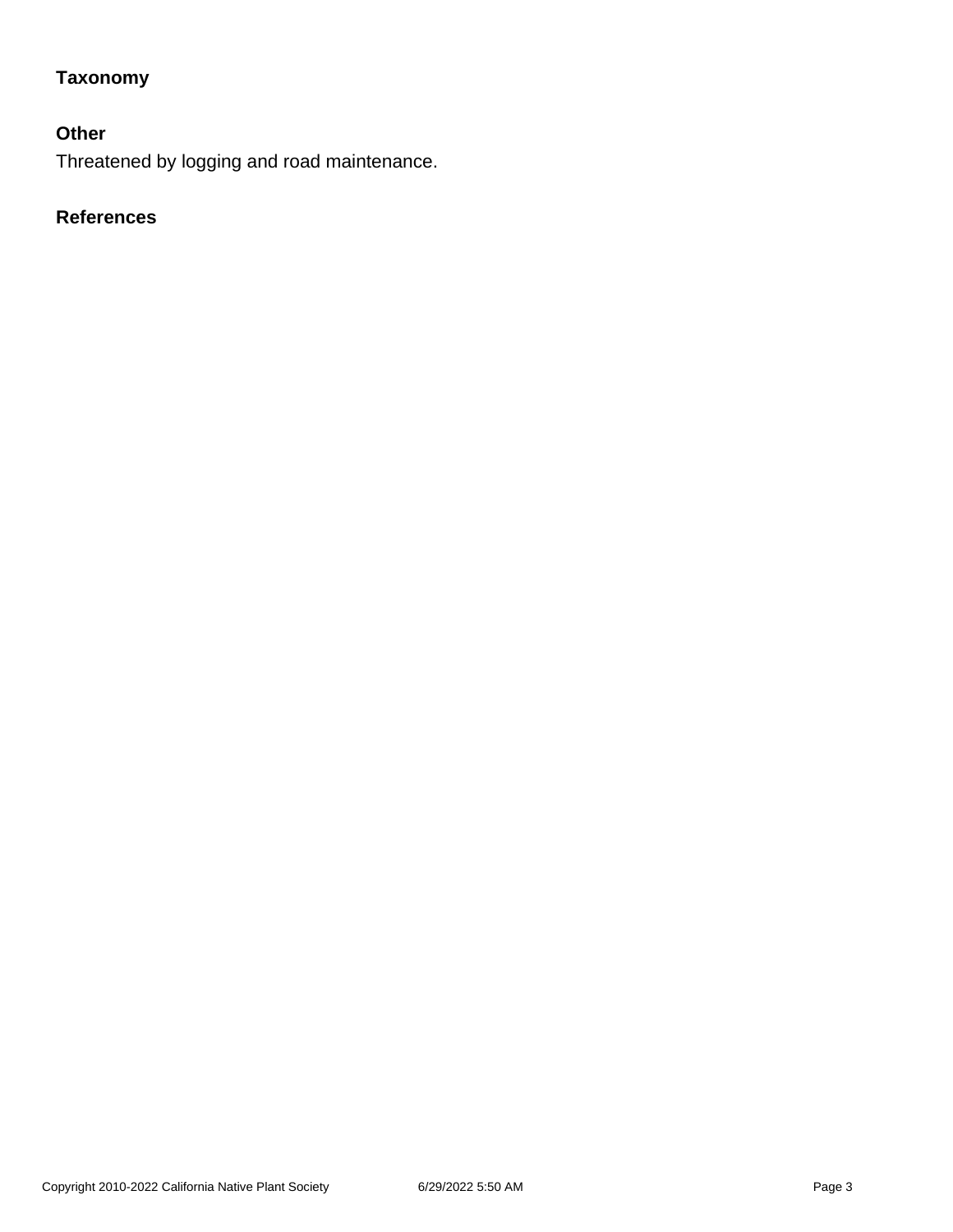### Taxonomy

### Other

Threatened by logging and road maintenance.

### References